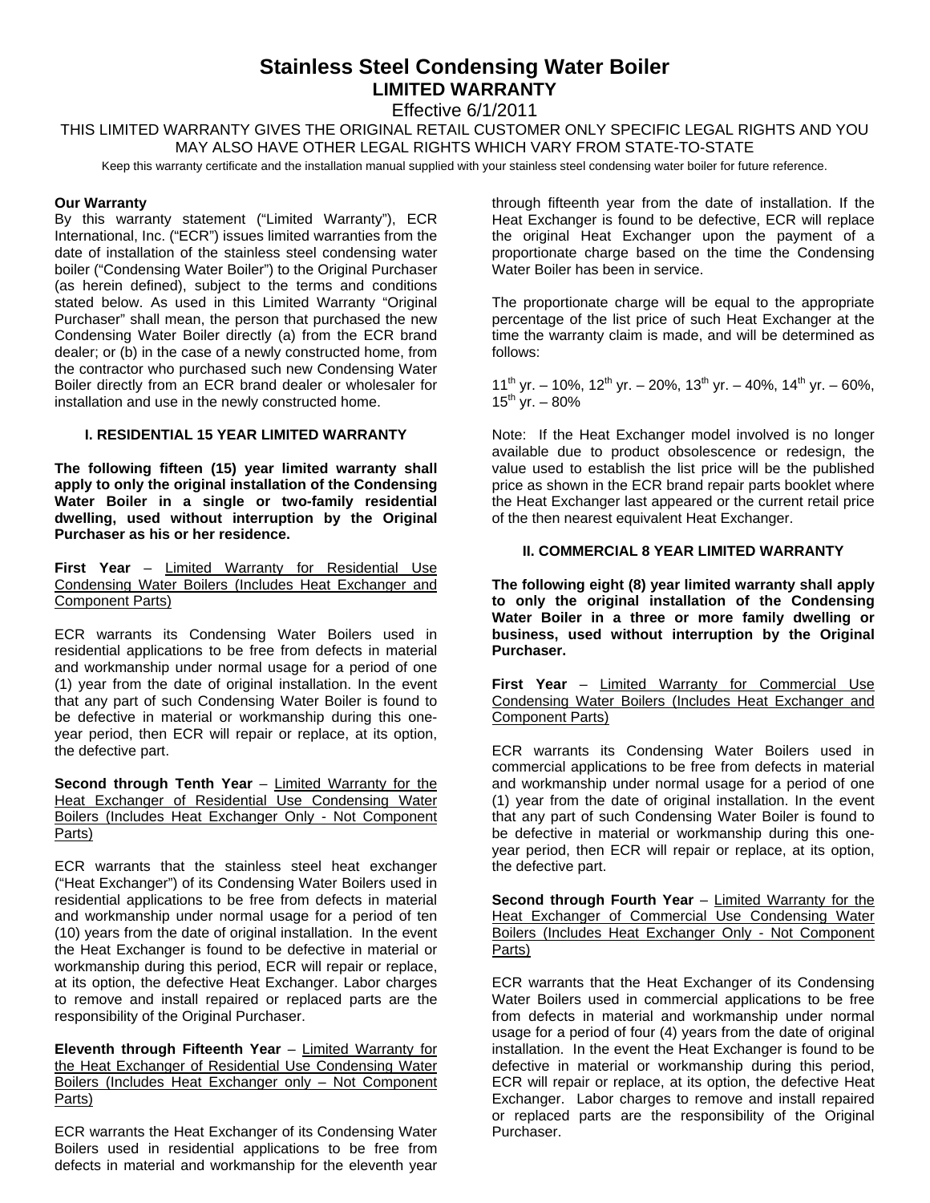# Stainless Steel Condensing Water Boiler

## LIMITED WARRANTY

Effective 6/1/2011

THIS LIMITED WARRANTY GIVES THE ORIGINAL RETAIL CUSTOMER ONLY SPECIFIC LEGAL RIGHTS AND YOU MAY ALSO HAVE OTHER LEGAL RIGHTS WHICH VARY FROM STATE-TO-STATE

Keep this warranty certificate and the installation manual supplied with your stainless steel condensing water boiler for future reference.

**Our Warranty**

By this warranty statement ("Limited Warranty"), ECR International, Inc. ("ECR") issues limited warranties from the date of installation of the stainless steel condensing water boiler ("Condensing Water Boiler") to the Original Purchaser (as herein defined), subject to the terms and conditions stated below. As used in this Limited Warranty "Original Purchaser" shall mean, the person that purchased the new Condensing Water Boiler directly (a) from the ECR brand dealer; or (b) in the case of a newly constructed home, from the contractor who purchased such new Condensing Water Boiler directly from an ECR brand dealer or wholesaler for installation and use in the newly constructed home.

### I. RESIDENTIAL 15 YEAR LIMITED WARRANTY

**The following fifteen (15) year limited warranty shall apply to only the original installation of the Condensing Water Boiler in a single or two-family residential dwelling, used without interruption by the Original Purchaser as his or her residence.**

**First Year** – Limited Warranty for Residential Use Condensing Water Boilers (Includes Heat Exchanger and Component Parts)

ECR warrants its Condensing Water Boilers used in residential applications to be free from defects in material and workmanship under normal usage for a period of one (1) year from the date of original installation. In the event that any part of such Condensing Water Boiler is found to be defective in material or workmanship during this one-year period, then ECR will repair or replace, at its option, the defective part.

**Second through Tenth Year** – Limited Warranty for the Heat Exchanger of Residential Use Condensing Water Boilers (Includes Heat Exchanger Only - Not Component Parts)

ECR warrants that the stainless steel heat exchanger ("Heat Exchanger") of its Condensing Water Boilers used in residential applications to be free from defects in material and workmanship under normal usage for a period of ten (10) years from the date of original installation. In the event the Heat Exchanger is found to be defective in material or workmanship during this period, ECR will repair or replace, at its option, the defective Heat Exchanger. Labor charges to remove and install repaired or replaced parts are the responsibility of the Original Purchaser.

**Eleventh through Fifteenth Year** – Limited Warranty for the Heat Exchanger of Residential Use Condensing Water Boilers (Includes Heat Exchanger only – Not Component Parts)

ECR warrants the Heat Exchanger of its Condensing Water Boilers used in residential applications to be free from defects in material and workmanship for the eleventh year through fifteenth year from the date of installation. If the Heat Exchanger is found to be defective, ECR will replace the original Heat Exchanger upon the payment of a proportionate charge based on the time the Condensing Water Boiler has been in service.

The proportionate charge will be equal to the appropriate percentage of the list price of such Heat Exchanger at the time the warranty claim is made, and will be determined as follows:

11$^{th}$ yr. – 10%, 12$^{th}$ yr. – 20%, 13$^{th}$ yr. – 40%, 14$^{th}$ yr. – 60%, 15$^{th}$ yr. – 80%

Note: If the Heat Exchanger model involved is no longer available due to product obsolescence or redesign, the value used to establish the list price will be the published price as shown in the ECR brand repair parts booklet where the Heat Exchanger last appeared or the current retail price of the then nearest equivalent Heat Exchanger.

### II. COMMERCIAL 8 YEAR LIMITED WARRANTY

**The following eight (8) year limited warranty shall apply to only the original installation of the Condensing Water Boiler in a three or more family dwelling or business, used without interruption by the Original Purchaser.**

**First Year** – Limited Warranty for Commercial Use Condensing Water Boilers (Includes Heat Exchanger and Component Parts)

ECR warrants its Condensing Water Boilers used in commercial applications to be free from defects in material and workmanship under normal usage for a period of one (1) year from the date of original installation. In the event that any part of such Condensing Water Boiler is found to be defective in material or workmanship during this one-year period, then ECR will repair or replace, at its option, the defective part.

**Second through Fourth Year** – Limited Warranty for the Heat Exchanger of Commercial Use Condensing Water Boilers (Includes Heat Exchanger Only - Not Component Parts)

ECR warrants that the Heat Exchanger of its Condensing Water Boilers used in commercial applications to be free from defects in material and workmanship under normal usage for a period of four (4) years from the date of original installation. In the event the Heat Exchanger is found to be defective in material or workmanship during this period, ECR will repair or replace, at its option, the defective Heat Exchanger. Labor charges to remove and install repaired or replaced parts are the responsibility of the Original Purchaser.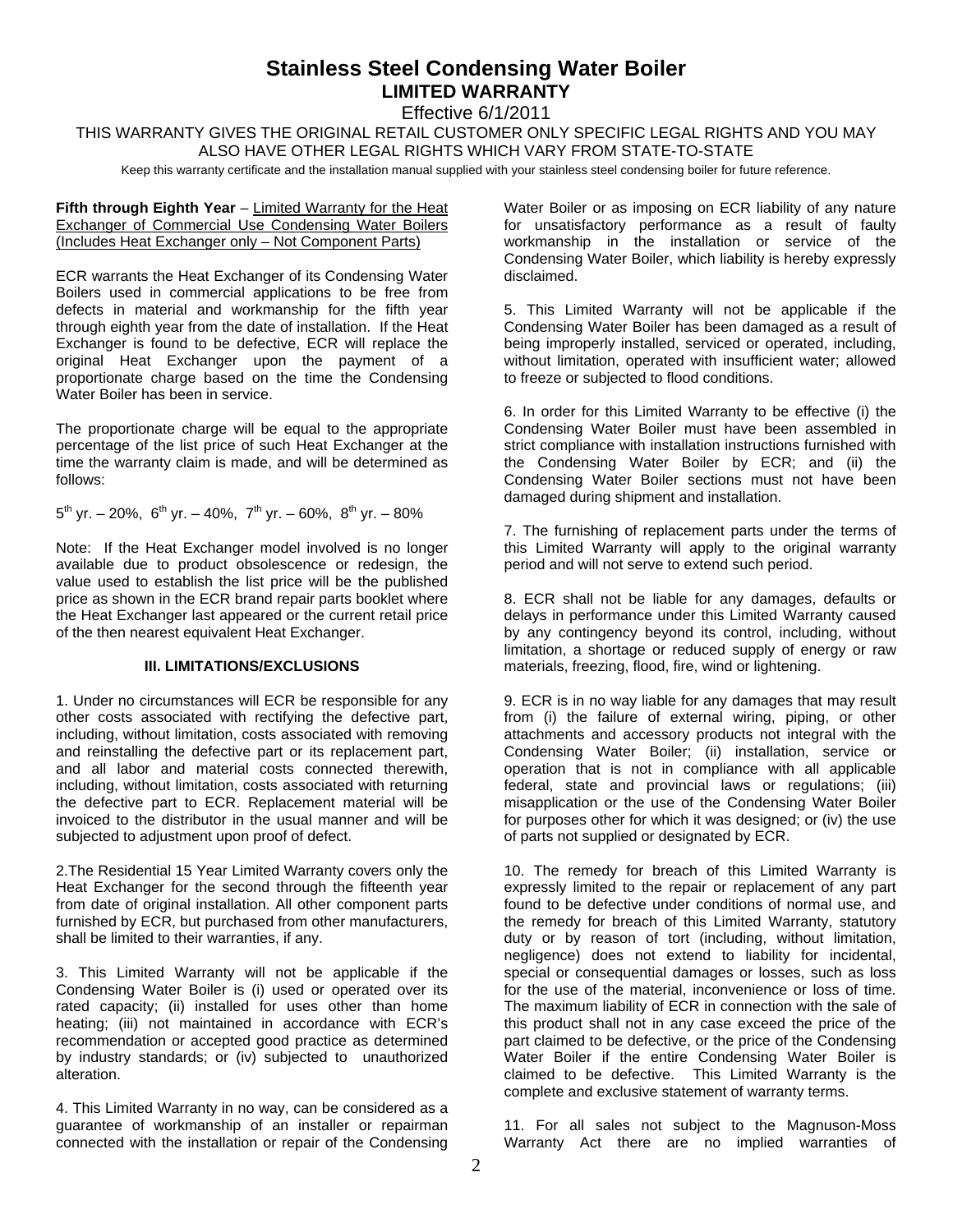# Stainless Steel Condensing Water Boiler
## LIMITED WARRANTY

Effective 6/1/2011

THIS WARRANTY GIVES THE ORIGINAL RETAIL CUSTOMER ONLY SPECIFIC LEGAL RIGHTS AND YOU MAY ALSO HAVE OTHER LEGAL RIGHTS WHICH VARY FROM STATE-TO-STATE

Keep this warranty certificate and the installation manual supplied with your stainless steel condensing boiler for future reference.

**Fifth through Eighth Year** – Limited Warranty for the Heat Exchanger of Commercial Use Condensing Water Boilers (Includes Heat Exchanger only – Not Component Parts)

ECR warrants the Heat Exchanger of its Condensing Water Boilers used in commercial applications to be free from defects in material and workmanship for the fifth year through eighth year from the date of installation. If the Heat Exchanger is found to be defective, ECR will replace the original Heat Exchanger upon the payment of a proportionate charge based on the time the Condensing Water Boiler has been in service.

The proportionate charge will be equal to the appropriate percentage of the list price of such Heat Exchanger at the time the warranty claim is made, and will be determined as follows:

5th yr. – 20%, 6th yr. – 40%, 7th yr. – 60%, 8th yr. – 80%

Note: If the Heat Exchanger model involved is no longer available due to product obsolescence or redesign, the value used to establish the list price will be the published price as shown in the ECR brand repair parts booklet where the Heat Exchanger last appeared or the current retail price of the then nearest equivalent Heat Exchanger.

### III. LIMITATIONS/EXCLUSIONS

1. Under no circumstances will ECR be responsible for any other costs associated with rectifying the defective part, including, without limitation, costs associated with removing and reinstalling the defective part or its replacement part, and all labor and material costs connected therewith, including, without limitation, costs associated with returning the defective part to ECR. Replacement material will be invoiced to the distributor in the usual manner and will be subjected to adjustment upon proof of defect.

2.The Residential 15 Year Limited Warranty covers only the Heat Exchanger for the second through the fifteenth year from date of original installation. All other component parts furnished by ECR, but purchased from other manufacturers, shall be limited to their warranties, if any.

3. This Limited Warranty will not be applicable if the Condensing Water Boiler is (i) used or operated over its rated capacity; (ii) installed for uses other than home heating; (iii) not maintained in accordance with ECR's recommendation or accepted good practice as determined by industry standards; or (iv) subjected to unauthorized alteration.

4. This Limited Warranty in no way, can be considered as a guarantee of workmanship of an installer or repairman connected with the installation or repair of the Condensing Water Boiler or as imposing on ECR liability of any nature for unsatisfactory performance as a result of faulty workmanship in the installation or service of the Condensing Water Boiler, which liability is hereby expressly disclaimed.

5. This Limited Warranty will not be applicable if the Condensing Water Boiler has been damaged as a result of being improperly installed, serviced or operated, including, without limitation, operated with insufficient water; allowed to freeze or subjected to flood conditions.

6. In order for this Limited Warranty to be effective (i) the Condensing Water Boiler must have been assembled in strict compliance with installation instructions furnished with the Condensing Water Boiler by ECR; and (ii) the Condensing Water Boiler sections must not have been damaged during shipment and installation.

7. The furnishing of replacement parts under the terms of this Limited Warranty will apply to the original warranty period and will not serve to extend such period.

8. ECR shall not be liable for any damages, defaults or delays in performance under this Limited Warranty caused by any contingency beyond its control, including, without limitation, a shortage or reduced supply of energy or raw materials, freezing, flood, fire, wind or lightening.

9. ECR is in no way liable for any damages that may result from (i) the failure of external wiring, piping, or other attachments and accessory products not integral with the Condensing Water Boiler; (ii) installation, service or operation that is not in compliance with all applicable federal, state and provincial laws or regulations; (iii) misapplication or the use of the Condensing Water Boiler for purposes other for which it was designed; or (iv) the use of parts not supplied or designated by ECR.

10. The remedy for breach of this Limited Warranty is expressly limited to the repair or replacement of any part found to be defective under conditions of normal use, and the remedy for breach of this Limited Warranty, statutory duty or by reason of tort (including, without limitation, negligence) does not extend to liability for incidental, special or consequential damages or losses, such as loss for the use of the material, inconvenience or loss of time. The maximum liability of ECR in connection with the sale of this product shall not in any case exceed the price of the part claimed to be defective, or the price of the Condensing Water Boiler if the entire Condensing Water Boiler is claimed to be defective. This Limited Warranty is the complete and exclusive statement of warranty terms.

11. For all sales not subject to the Magnuson-Moss Warranty Act there are no implied warranties of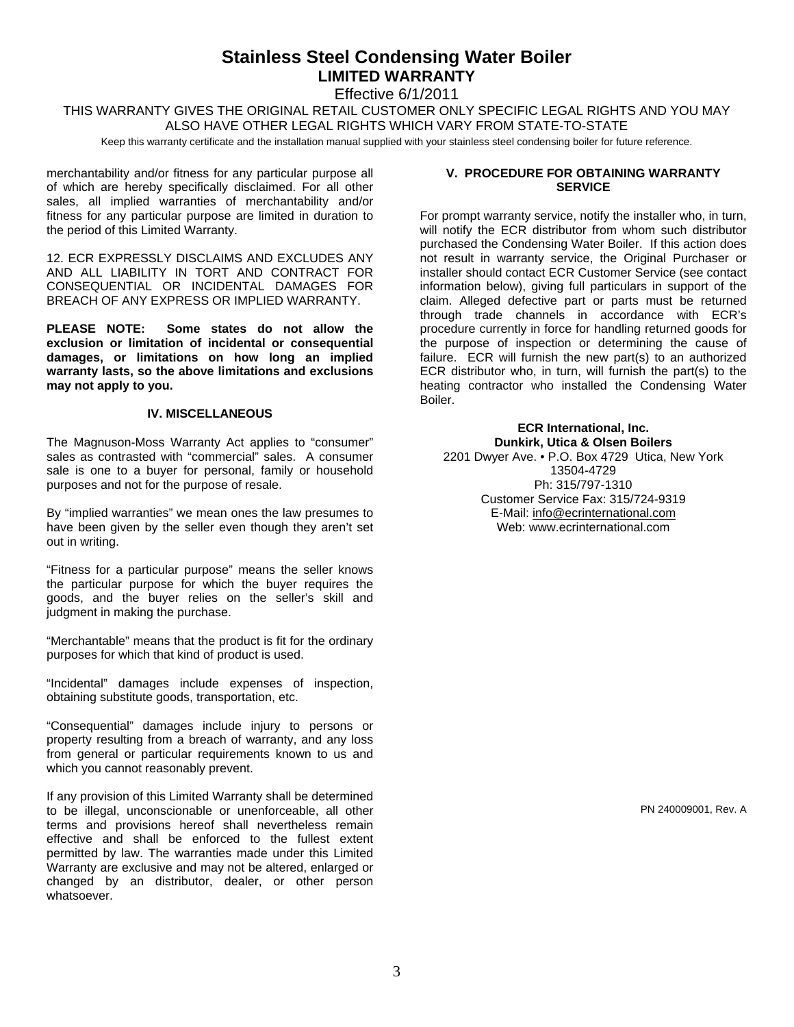# Stainless Steel Condensing Water Boiler

## LIMITED WARRANTY

Effective 6/1/2011

THIS WARRANTY GIVES THE ORIGINAL RETAIL CUSTOMER ONLY SPECIFIC LEGAL RIGHTS AND YOU MAY ALSO HAVE OTHER LEGAL RIGHTS WHICH VARY FROM STATE-TO-STATE

Keep this warranty certificate and the installation manual supplied with your stainless steel condensing boiler for future reference.

merchantability and/or fitness for any particular purpose all of which are hereby specifically disclaimed. For all other sales, all implied warranties of merchantability and/or fitness for any particular purpose are limited in duration to the period of this Limited Warranty.

12. ECR EXPRESSLY DISCLAIMS AND EXCLUDES ANY AND ALL LIABILITY IN TORT AND CONTRACT FOR CONSEQUENTIAL OR INCIDENTAL DAMAGES FOR BREACH OF ANY EXPRESS OR IMPLIED WARRANTY.

**PLEASE NOTE: Some states do not allow the exclusion or limitation of incidental or consequential damages, or limitations on how long an implied warranty lasts, so the above limitations and exclusions may not apply to you.**

### IV. MISCELLANEOUS

The Magnuson-Moss Warranty Act applies to "consumer" sales as contrasted with "commercial" sales. A consumer sale is one to a buyer for personal, family or household purposes and not for the purpose of resale.

By "implied warranties" we mean ones the law presumes to have been given by the seller even though they aren't set out in writing.

"Fitness for a particular purpose" means the seller knows the particular purpose for which the buyer requires the goods, and the buyer relies on the seller's skill and judgment in making the purchase.

"Merchantable" means that the product is fit for the ordinary purposes for which that kind of product is used.

"Incidental" damages include expenses of inspection, obtaining substitute goods, transportation, etc.

"Consequential" damages include injury to persons or property resulting from a breach of warranty, and any loss from general or particular requirements known to us and which you cannot reasonably prevent.

If any provision of this Limited Warranty shall be determined to be illegal, unconscionable or unenforceable, all other terms and provisions hereof shall nevertheless remain effective and shall be enforced to the fullest extent permitted by law. The warranties made under this Limited Warranty are exclusive and may not be altered, enlarged or changed by an distributor, dealer, or other person whatsoever.

### V. PROCEDURE FOR OBTAINING WARRANTY SERVICE

For prompt warranty service, notify the installer who, in turn, will notify the ECR distributor from whom such distributor purchased the Condensing Water Boiler. If this action does not result in warranty service, the Original Purchaser or installer should contact ECR Customer Service (see contact information below), giving full particulars in support of the claim. Alleged defective part or parts must be returned through trade channels in accordance with ECR's procedure currently in force for handling returned goods for the purpose of inspection or determining the cause of failure. ECR will furnish the new part(s) to an authorized ECR distributor who, in turn, will furnish the part(s) to the heating contractor who installed the Condensing Water Boiler.

**ECR International, Inc.**
**Dunkirk, Utica & Olsen Boilers**
2201 Dwyer Ave. • P.O. Box 4729 Utica, New York 13504-4729
Ph: 315/797-1310
Customer Service Fax: 315/724-9319
E-Mail: info@ecrinternational.com
Web: www.ecrinternational.com

PN 240009001, Rev. A